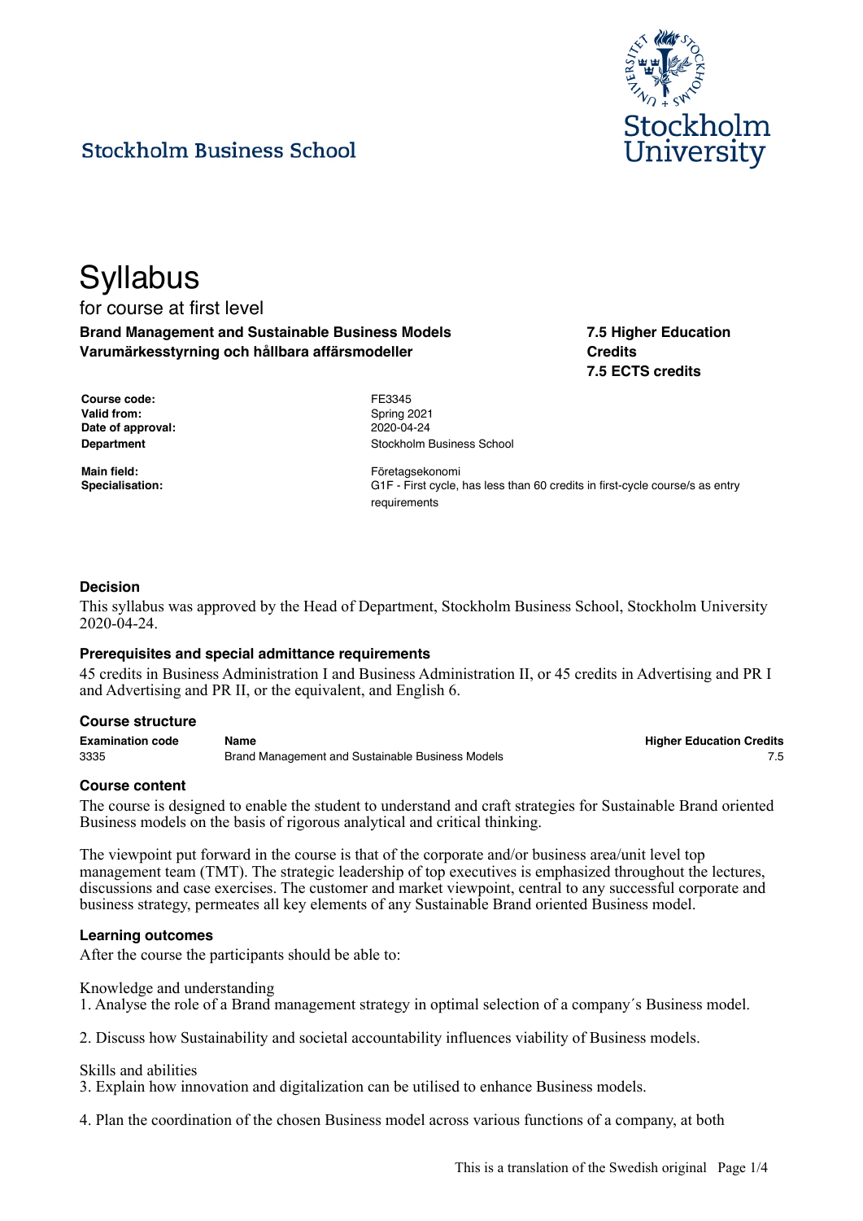Stockholm Business School

Stockholm University

# Syllabus

for course at first level

**Brand Management and Sustainable Business Models**
**Varumärkesstyrning och hållbara affärsmodeller**

**7.5 Higher Education Credits**
**7.5 ECTS credits**

| | |
|---|---|
| **Course code:** | FE3345 |
| **Valid from:** | Spring 2021 |
| **Date of approval:** | 2020-04-24 |
| **Department** | Stockholm Business School |
| **Main field:** | Företagsekonomi |
| **Specialisation:** | G1F - First cycle, has less than 60 credits in first-cycle course/s as entry requirements |

### Decision

This syllabus was approved by the Head of Department, Stockholm Business School, Stockholm University 2020-04-24.

### Prerequisites and special admittance requirements

45 credits in Business Administration I and Business Administration II, or 45 credits in Advertising and PR I and Advertising and PR II, or the equivalent, and English 6.

### Course structure

| Examination code | Name | Higher Education Credits |
|---|---|---|
| 3335 | Brand Management and Sustainable Business Models | 7.5 |

### Course content

The course is designed to enable the student to understand and craft strategies for Sustainable Brand oriented Business models on the basis of rigorous analytical and critical thinking.

The viewpoint put forward in the course is that of the corporate and/or business area/unit level top management team (TMT). The strategic leadership of top executives is emphasized throughout the lectures, discussions and case exercises. The customer and market viewpoint, central to any successful corporate and business strategy, permeates all key elements of any Sustainable Brand oriented Business model.

### Learning outcomes

After the course the participants should be able to:

Knowledge and understanding

1. Analyse the role of a Brand management strategy in optimal selection of a company´s Business model.

2. Discuss how Sustainability and societal accountability influences viability of Business models.

Skills and abilities

3. Explain how innovation and digitalization can be utilised to enhance Business models.

4. Plan the coordination of the chosen Business model across various functions of a company, at both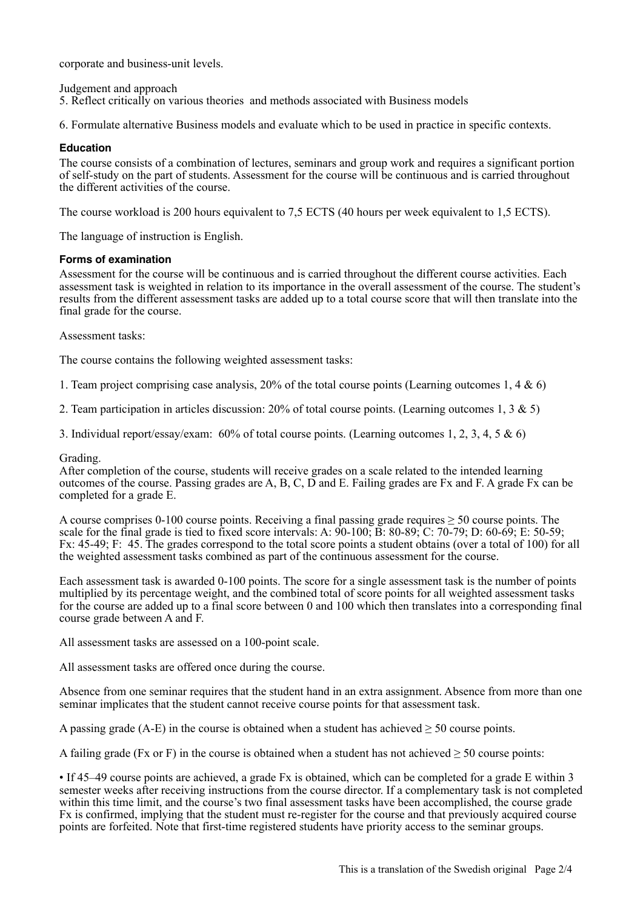corporate and business-unit levels.

Judgement and approach
5. Reflect critically on various theories  and methods associated with Business models

6. Formulate alternative Business models and evaluate which to be used in practice in specific contexts.

#### Education

The course consists of a combination of lectures, seminars and group work and requires a significant portion of self-study on the part of students. Assessment for the course will be continuous and is carried throughout the different activities of the course.

The course workload is 200 hours equivalent to 7,5 ECTS (40 hours per week equivalent to 1,5 ECTS).

The language of instruction is English.

#### Forms of examination

Assessment for the course will be continuous and is carried throughout the different course activities. Each assessment task is weighted in relation to its importance in the overall assessment of the course. The student's results from the different assessment tasks are added up to a total course score that will then translate into the final grade for the course.

Assessment tasks:

The course contains the following weighted assessment tasks:

1. Team project comprising case analysis, 20% of the total course points (Learning outcomes 1, 4 & 6)

2. Team participation in articles discussion: 20% of total course points. (Learning outcomes 1, 3 & 5)

3. Individual report/essay/exam:  60% of total course points. (Learning outcomes 1, 2, 3, 4, 5 & 6)

Grading.
After completion of the course, students will receive grades on a scale related to the intended learning outcomes of the course. Passing grades are A, B, C, D and E. Failing grades are Fx and F. A grade Fx can be completed for a grade E.

A course comprises 0-100 course points. Receiving a final passing grade requires ≥ 50 course points. The scale for the final grade is tied to fixed score intervals: A: 90-100; B: 80-89; C: 70-79; D: 60-69; E: 50-59; Fx: 45-49; F:  45. The grades correspond to the total score points a student obtains (over a total of 100) for all the weighted assessment tasks combined as part of the continuous assessment for the course.

Each assessment task is awarded 0-100 points. The score for a single assessment task is the number of points multiplied by its percentage weight, and the combined total of score points for all weighted assessment tasks for the course are added up to a final score between 0 and 100 which then translates into a corresponding final course grade between A and F.

All assessment tasks are assessed on a 100-point scale.

All assessment tasks are offered once during the course.

Absence from one seminar requires that the student hand in an extra assignment. Absence from more than one seminar implicates that the student cannot receive course points for that assessment task.

A passing grade (A-E) in the course is obtained when a student has achieved ≥ 50 course points.

A failing grade (Fx or F) in the course is obtained when a student has not achieved ≥ 50 course points:

- If 45–49 course points are achieved, a grade Fx is obtained, which can be completed for a grade E within 3 semester weeks after receiving instructions from the course director. If a complementary task is not completed within this time limit, and the course's two final assessment tasks have been accomplished, the course grade Fx is confirmed, implying that the student must re-register for the course and that previously acquired course points are forfeited. Note that first-time registered students have priority access to the seminar groups.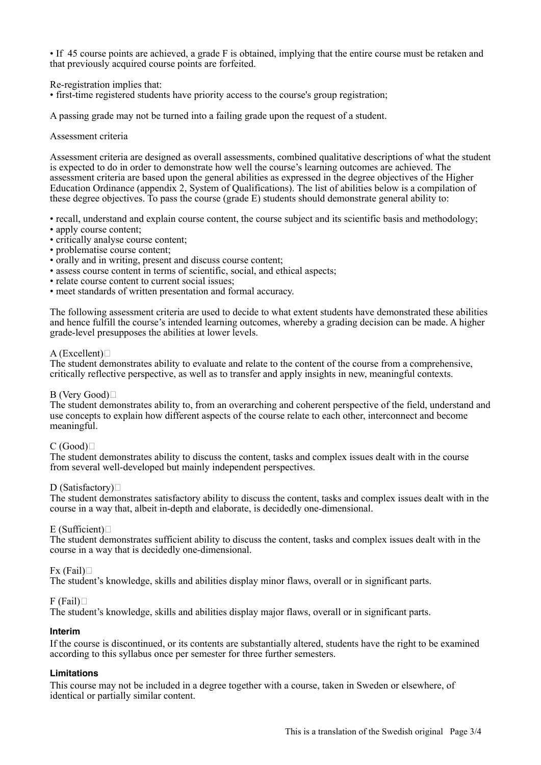• If  45 course points are achieved, a grade F is obtained, implying that the entire course must be retaken and that previously acquired course points are forfeited.

Re-registration implies that:
• first-time registered students have priority access to the course's group registration;

A passing grade may not be turned into a failing grade upon the request of a student.

Assessment criteria

Assessment criteria are designed as overall assessments, combined qualitative descriptions of what the student is expected to do in order to demonstrate how well the course's learning outcomes are achieved. The assessment criteria are based upon the general abilities as expressed in the degree objectives of the Higher Education Ordinance (appendix 2, System of Qualifications). The list of abilities below is a compilation of these degree objectives. To pass the course (grade E) students should demonstrate general ability to:

• recall, understand and explain course content, the course subject and its scientific basis and methodology;
• apply course content;
• critically analyse course content;
• problematise course content;
• orally and in writing, present and discuss course content;
• assess course content in terms of scientific, social, and ethical aspects;
• relate course content to current social issues;
• meet standards of written presentation and formal accuracy.

The following assessment criteria are used to decide to what extent students have demonstrated these abilities and hence fulfill the course's intended learning outcomes, whereby a grading decision can be made. A higher grade-level presupposes the abilities at lower levels.

A (Excellent)
The student demonstrates ability to evaluate and relate to the content of the course from a comprehensive, critically reflective perspective, as well as to transfer and apply insights in new, meaningful contexts.

B (Very Good)
The student demonstrates ability to, from an overarching and coherent perspective of the field, understand and use concepts to explain how different aspects of the course relate to each other, interconnect and become meaningful.

C (Good)
The student demonstrates ability to discuss the content, tasks and complex issues dealt with in the course from several well-developed but mainly independent perspectives.

D (Satisfactory)
The student demonstrates satisfactory ability to discuss the content, tasks and complex issues dealt with in the course in a way that, albeit in-depth and elaborate, is decidedly one-dimensional.

E (Sufficient)
The student demonstrates sufficient ability to discuss the content, tasks and complex issues dealt with in the course in a way that is decidedly one-dimensional.

Fx (Fail)
The student's knowledge, skills and abilities display minor flaws, overall or in significant parts.

F (Fail)
The student's knowledge, skills and abilities display major flaws, overall or in significant parts.

**Interim**

If the course is discontinued, or its contents are substantially altered, students have the right to be examined according to this syllabus once per semester for three further semesters.

**Limitations**

This course may not be included in a degree together with a course, taken in Sweden or elsewhere, of identical or partially similar content.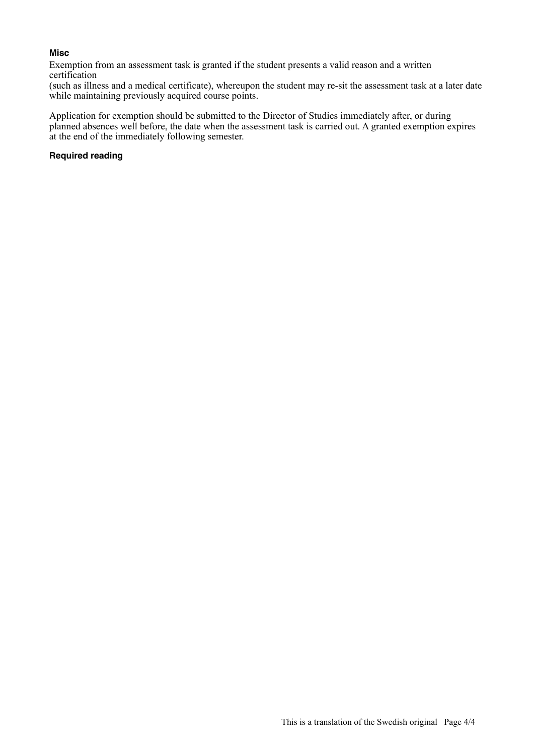### Misc

Exemption from an assessment task is granted if the student presents a valid reason and a written certification
(such as illness and a medical certificate), whereupon the student may re-sit the assessment task at a later date while maintaining previously acquired course points.

Application for exemption should be submitted to the Director of Studies immediately after, or during planned absences well before, the date when the assessment task is carried out. A granted exemption expires at the end of the immediately following semester.

### Required reading